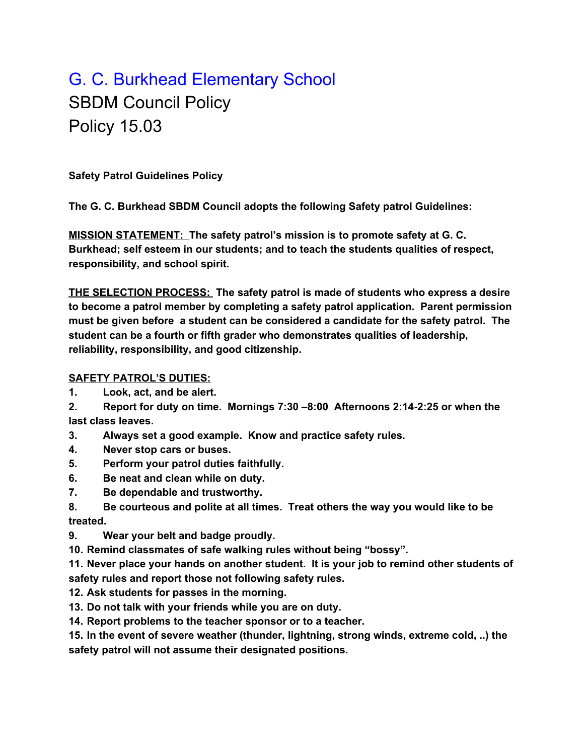# G. C. Burkhead Elementary School

## SBDM Council Policy

## Policy 15.03

**Safety Patrol Guidelines Policy**

**The G. C. Burkhead SBDM Council adopts the following Safety patrol Guidelines:**

**MISSION STATEMENT:** **The safety patrol's mission is to promote safety at G. C. Burkhead; self esteem in our students; and to teach the students qualities of respect, responsibility, and school spirit.**

**THE SELECTION PROCESS:** **The safety patrol is made of students who express a desire to become a patrol member by completing a safety patrol application. Parent permission must be given before a student can be considered a candidate for the safety patrol. The student can be a fourth or fifth grader who demonstrates qualities of leadership, reliability, responsibility, and good citizenship.**

**SAFETY PATROL'S DUTIES:**

1. **Look, act, and be alert.**
2. **Report for duty on time. Mornings 7:30 –8:00 Afternoons 2:14-2:25 or when the last class leaves.**
3. **Always set a good example. Know and practice safety rules.**
4. **Never stop cars or buses.**
5. **Perform your patrol duties faithfully.**
6. **Be neat and clean while on duty.**
7. **Be dependable and trustworthy.**
8. **Be courteous and polite at all times. Treat others the way you would like to be treated.**
9. **Wear your belt and badge proudly.**
10. **Remind classmates of safe walking rules without being "bossy".**
11. **Never place your hands on another student. It is your job to remind other students of safety rules and report those not following safety rules.**
12. **Ask students for passes in the morning.**
13. **Do not talk with your friends while you are on duty.**
14. **Report problems to the teacher sponsor or to a teacher.**
15. **In the event of severe weather (thunder, lightning, strong winds, extreme cold, ..) the safety patrol will not assume their designated positions.**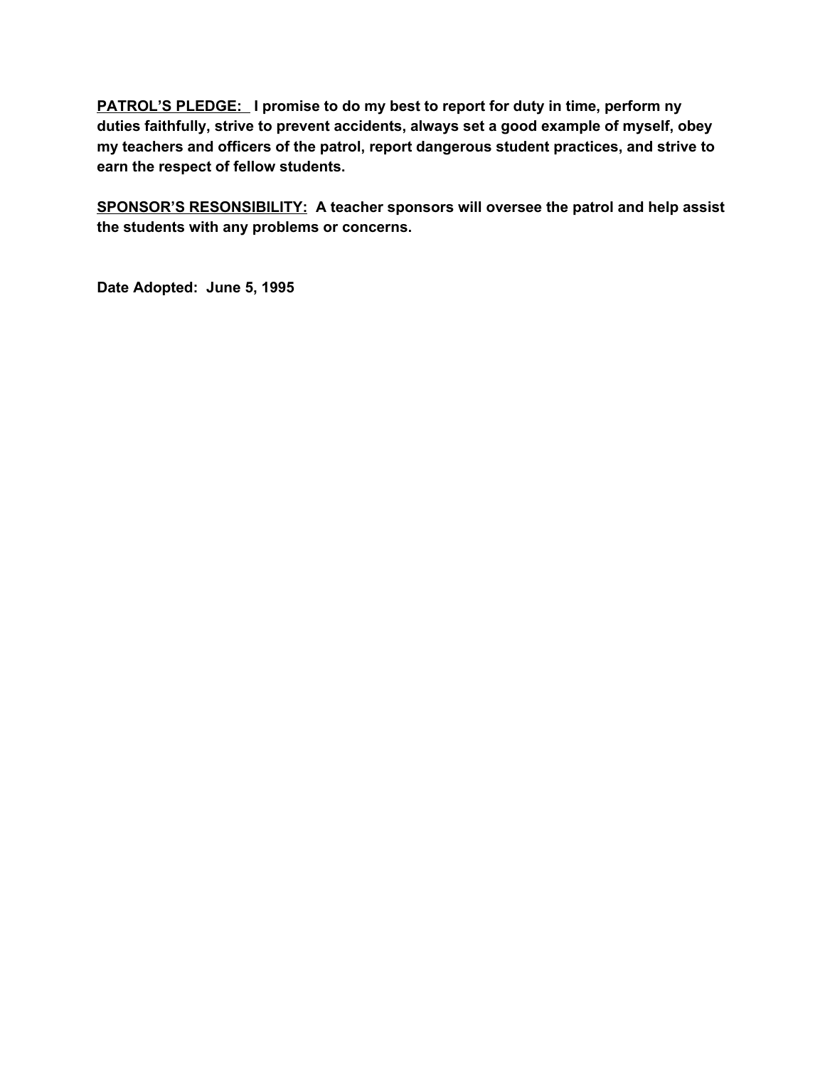**<u>PATROL'S PLEDGE:</u>  I promise to do my best to report for duty in time, perform ny duties faithfully, strive to prevent accidents, always set a good example of myself, obey my teachers and officers of the patrol, report dangerous student practices, and strive to earn the respect of fellow students.**

**<u>SPONSOR'S RESONSIBILITY:</u>  A teacher sponsors will oversee the patrol and help assist the students with any problems or concerns.**

**Date Adopted:  June 5, 1995**